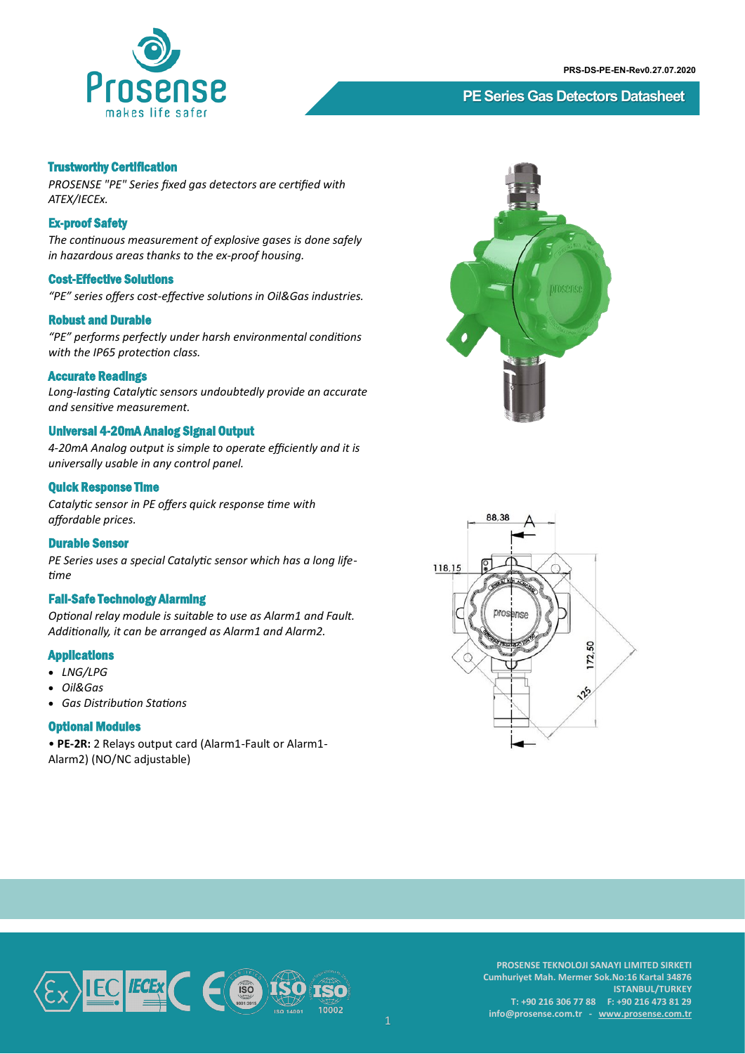PRS-DS-PE-EN-Rev0.27.07.2020

# PE Series Gas Detectors Datasheet

### Trustworthy Certification

*PROSENSE "PE" Series fixed gas detectors are certified with ATEX/IECEx.*

### Ex-proof Safety

*The continuous measurement of explosive gases is done safely in hazardous areas thanks to the ex-proof housing.*

### Cost-Effective Solutions

*"PE" series offers cost-effective solutions in Oil&Gas industries.*

### Robust and Durable

*"PE" performs perfectly under harsh environmental conditions with the IP65 protection class.*

### Accurate Readings

*Long-lasting Catalytic sensors undoubtedly provide an accurate and sensitive measurement.*

### Universal 4-20mA Analog Signal Output

*4-20mA Analog output is simple to operate efficiently and it is universally usable in any control panel.*

### Quick Response Time

*Catalytic sensor in PE offers quick response time with affordable prices.*

### Durable Sensor

*PE Series uses a special Catalytic sensor which has a long life-time*

### Fail-Safe Technology Alarming

*Optional relay module is suitable to use as Alarm1 and Fault. Additionally, it can be arranged as Alarm1 and Alarm2.*

### Applications

- *LNG/LPG*
- *Oil&Gas*
- *Gas Distribution Stations*

### Optional Modules

• **PE-2R:** 2 Relays output card (Alarm1-Fault or Alarm1-Alarm2) (NO/NC adjustable)

88,38

118,15

172,50

125

PROSENSE TEKNOLOJI SANAYI LIMITED SIRKETI
Cumhuriyet Mah. Mermer Sok.No:16 Kartal 34876
ISTANBUL/TURKEY
T: +90 216 306 77 88 F: +90 216 473 81 29
info@prosense.com.tr - www.prosense.com.tr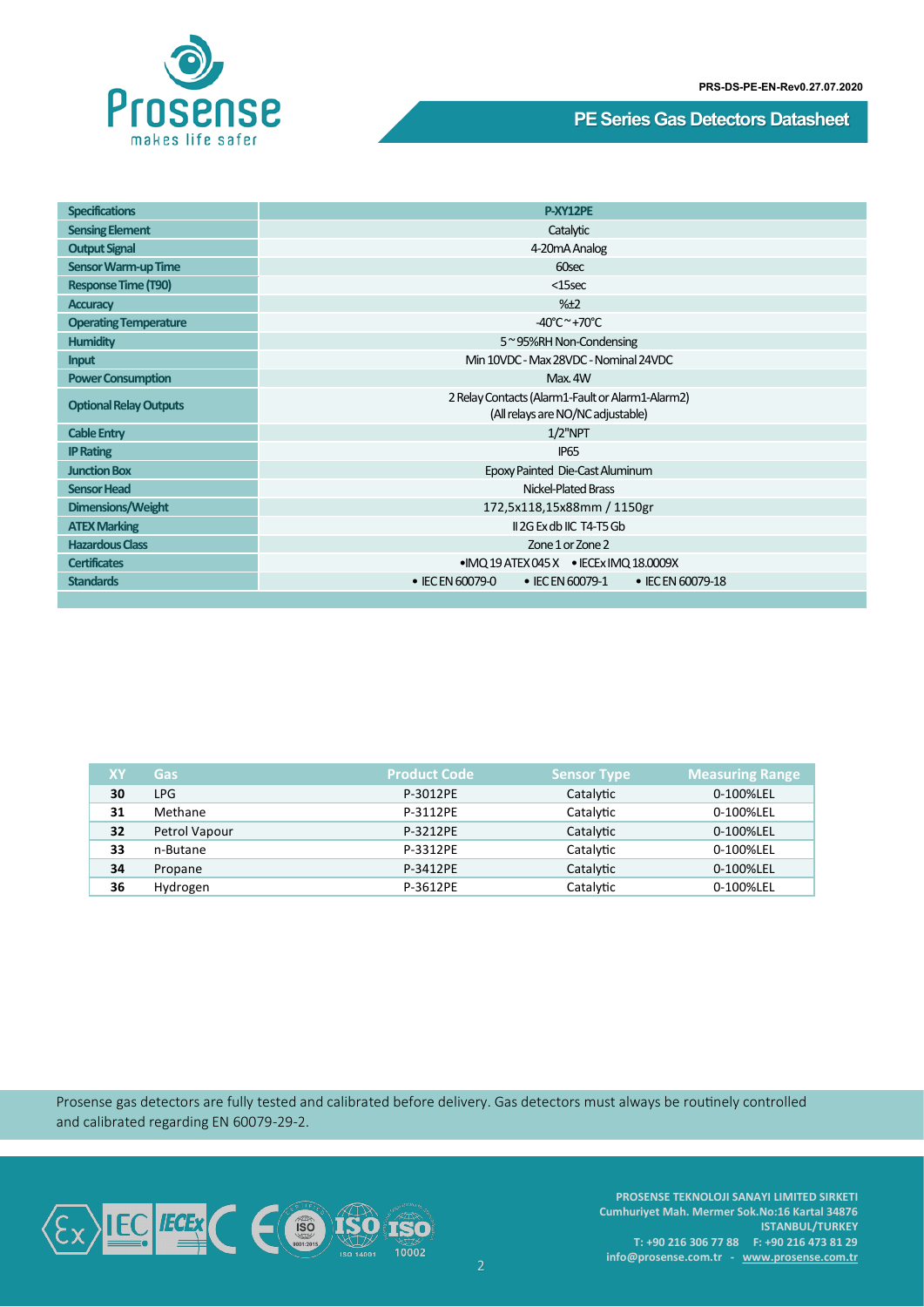## PE Series Gas Detectors Datasheet

| Specifications | P-XY12PE | | |
|---|---|---|---|
| Sensing Element | Catalytic | | |
| Output Signal | 4-20mA Analog | | |
| Sensor Warm-up Time | 60sec | | |
| Response Time (T90) | <15sec | | |
| Accuracy | %±2 | | |
| Operating Temperature | -40°C ~ +70°C | | |
| Humidity | 5 ~ 95%RH Non-Condensing | | |
| Input | Min 10VDC - Max 28VDC - Nominal 24VDC | | |
| Power Consumption | Max. 4W | | |
| Optional Relay Outputs | 2 Relay Contacts (Alarm1-Fault or Alarm1-Alarm2) (All relays are NO/NC adjustable) | | |
| Cable Entry | 1/2"NPT | | |
| IP Rating | IP65 | | |
| Junction Box | Epoxy Painted Die-Cast Aluminum | | |
| Sensor Head | Nickel-Plated Brass | | |
| Dimensions/Weight | 172,5x118,15x88mm / 1150gr | | |
| ATEX Marking | II 2G Ex db IIC T4-T5 Gb | | |
| Hazardous Class | Zone 1 or Zone 2 | | |
| Certificates | • IMQ 19 ATEX 045 X | • IECEx IMQ 18.0009X | |
| Standards | • IEC EN 60079-0 | • IEC EN 60079-1 | • IEC EN 60079-18 |

| XY | Gas | Product Code | Sensor Type | Measuring Range |
|---|---|---|---|---|
| 30 | LPG | P-3012PE | Catalytic | 0-100%LEL |
| 31 | Methane | P-3112PE | Catalytic | 0-100%LEL |
| 32 | Petrol Vapour | P-3212PE | Catalytic | 0-100%LEL |
| 33 | n-Butane | P-3312PE | Catalytic | 0-100%LEL |
| 34 | Propane | P-3412PE | Catalytic | 0-100%LEL |
| 36 | Hydrogen | P-3612PE | Catalytic | 0-100%LEL |

Prosense gas detectors are fully tested and calibrated before delivery. Gas detectors must always be routinely controlled and calibrated regarding EN 60079-29-2.

**PROSENSE TEKNOLOJI SANAYI LIMITED SIRKETI**
**Cumhuriyet Mah. Mermer Sok.No:16 Kartal 34876**
**ISTANBUL/TURKEY**
**T: +90 216 306 77 88 F: +90 216 473 81 29**
**info@prosense.com.tr - www.prosense.com.tr**